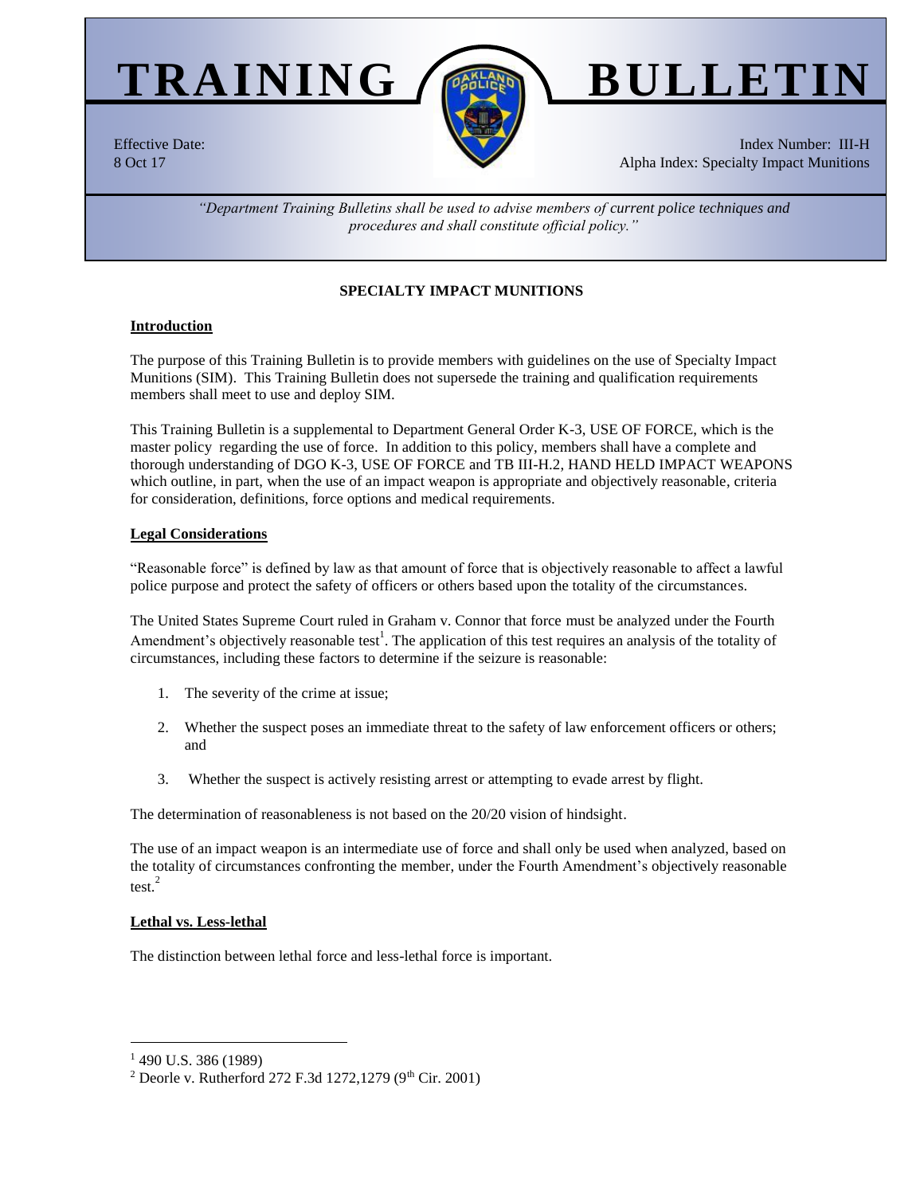# TRAINING BULLETIN

Effective Date:
8 Oct 17

Index Number: III-H
Alpha Index: Specialty Impact Munitions

*"Department Training Bulletins shall be used to advise members of current police techniques and procedures and shall constitute official policy."*

## SPECIALTY IMPACT MUNITIONS

### Introduction

The purpose of this Training Bulletin is to provide members with guidelines on the use of Specialty Impact Munitions (SIM). This Training Bulletin does not supersede the training and qualification requirements members shall meet to use and deploy SIM.

This Training Bulletin is a supplemental to Department General Order K-3, USE OF FORCE, which is the master policy regarding the use of force. In addition to this policy, members shall have a complete and thorough understanding of DGO K-3, USE OF FORCE and TB III-H.2, HAND HELD IMPACT WEAPONS which outline, in part, when the use of an impact weapon is appropriate and objectively reasonable, criteria for consideration, definitions, force options and medical requirements.

### Legal Considerations

"Reasonable force" is defined by law as that amount of force that is objectively reasonable to affect a lawful police purpose and protect the safety of officers or others based upon the totality of the circumstances.

The United States Supreme Court ruled in Graham v. Connor that force must be analyzed under the Fourth Amendment's objectively reasonable test[1]. The application of this test requires an analysis of the totality of circumstances, including these factors to determine if the seizure is reasonable:

1. The severity of the crime at issue;
2. Whether the suspect poses an immediate threat to the safety of law enforcement officers or others; and
3. Whether the suspect is actively resisting arrest or attempting to evade arrest by flight.

The determination of reasonableness is not based on the 20/20 vision of hindsight.

The use of an impact weapon is an intermediate use of force and shall only be used when analyzed, based on the totality of circumstances confronting the member, under the Fourth Amendment's objectively reasonable test.[2]

### Lethal vs. Less-lethal

The distinction between lethal force and less-lethal force is important.

---

[1] 490 U.S. 386 (1989)

[2] Deorle v. Rutherford 272 F.3d 1272,1279 (9th Cir. 2001)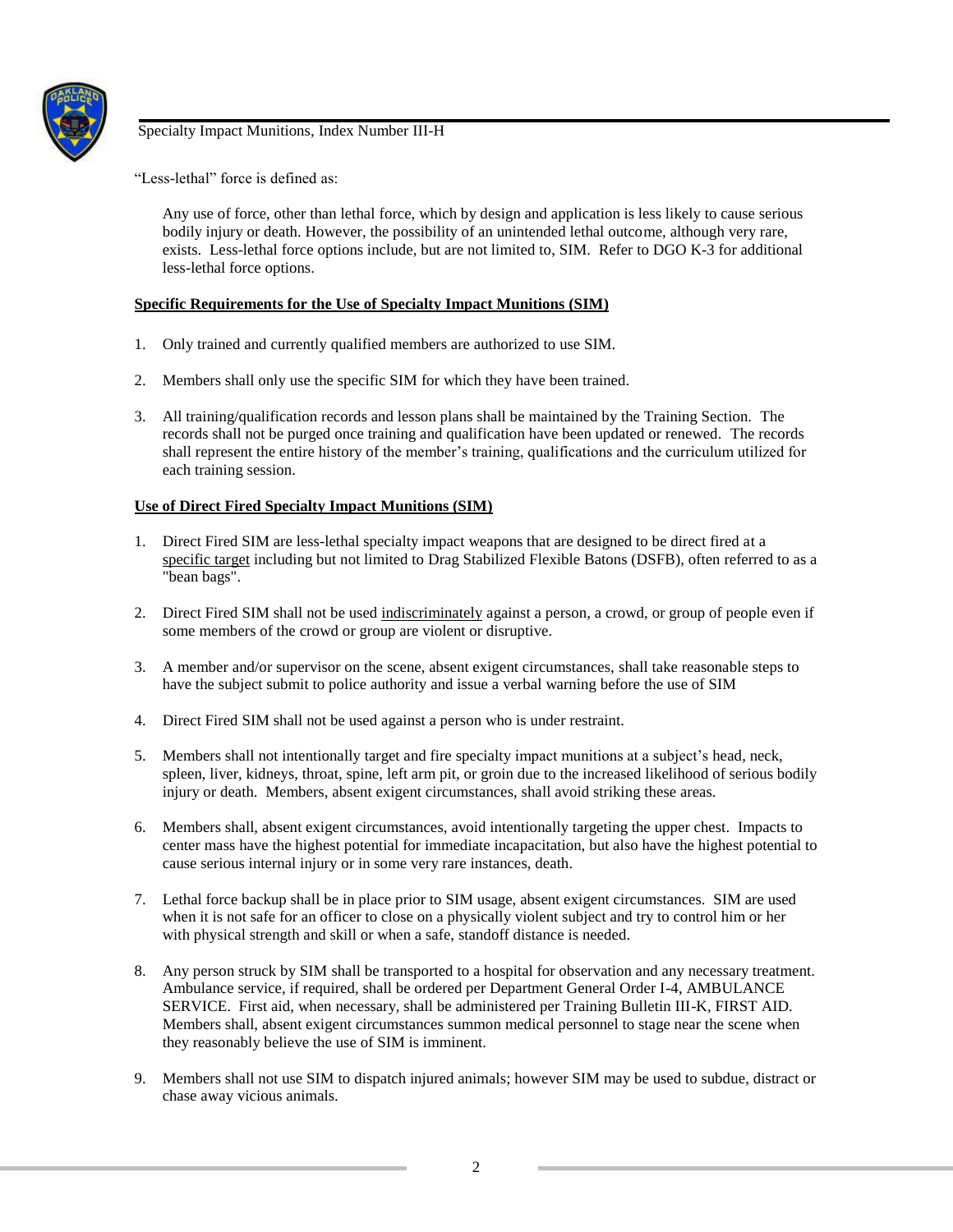"Less-lethal" force is defined as:

> Any use of force, other than lethal force, which by design and application is less likely to cause serious bodily injury or death. However, the possibility of an unintended lethal outcome, although very rare, exists. Less-lethal force options include, but are not limited to, SIM. Refer to DGO K-3 for additional less-lethal force options.

**Specific Requirements for the Use of Specialty Impact Munitions (SIM)**

1. Only trained and currently qualified members are authorized to use SIM.
2. Members shall only use the specific SIM for which they have been trained.
3. All training/qualification records and lesson plans shall be maintained by the Training Section. The records shall not be purged once training and qualification have been updated or renewed. The records shall represent the entire history of the member's training, qualifications and the curriculum utilized for each training session.

**Use of Direct Fired Specialty Impact Munitions (SIM)**

1. Direct Fired SIM are less-lethal specialty impact weapons that are designed to be direct fired at a specific target including but not limited to Drag Stabilized Flexible Batons (DSFB), often referred to as a "bean bags".
2. Direct Fired SIM shall not be used indiscriminately against a person, a crowd, or group of people even if some members of the crowd or group are violent or disruptive.
3. A member and/or supervisor on the scene, absent exigent circumstances, shall take reasonable steps to have the subject submit to police authority and issue a verbal warning before the use of SIM
4. Direct Fired SIM shall not be used against a person who is under restraint.
5. Members shall not intentionally target and fire specialty impact munitions at a subject's head, neck, spleen, liver, kidneys, throat, spine, left arm pit, or groin due to the increased likelihood of serious bodily injury or death. Members, absent exigent circumstances, shall avoid striking these areas.
6. Members shall, absent exigent circumstances, avoid intentionally targeting the upper chest. Impacts to center mass have the highest potential for immediate incapacitation, but also have the highest potential to cause serious internal injury or in some very rare instances, death.
7. Lethal force backup shall be in place prior to SIM usage, absent exigent circumstances. SIM are used when it is not safe for an officer to close on a physically violent subject and try to control him or her with physical strength and skill or when a safe, standoff distance is needed.
8. Any person struck by SIM shall be transported to a hospital for observation and any necessary treatment. Ambulance service, if required, shall be ordered per Department General Order I-4, AMBULANCE SERVICE. First aid, when necessary, shall be administered per Training Bulletin III-K, FIRST AID. Members shall, absent exigent circumstances summon medical personnel to stage near the scene when they reasonably believe the use of SIM is imminent.
9. Members shall not use SIM to dispatch injured animals; however SIM may be used to subdue, distract or chase away vicious animals.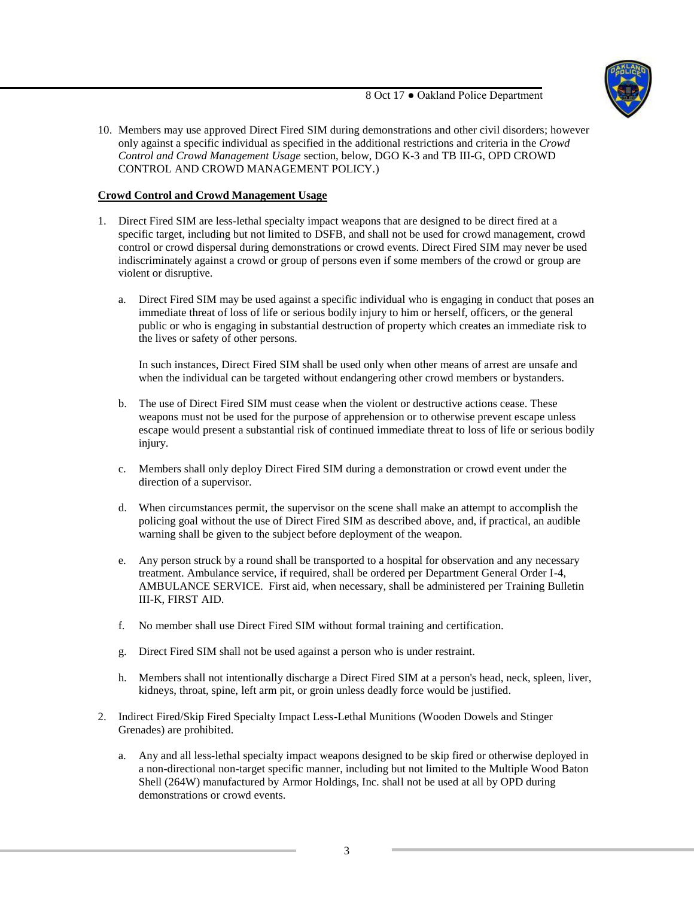10. Members may use approved Direct Fired SIM during demonstrations and other civil disorders; however only against a specific individual as specified in the additional restrictions and criteria in the *Crowd Control and Crowd Management Usage* section, below, DGO K-3 and TB III-G, OPD CROWD CONTROL AND CROWD MANAGEMENT POLICY.)

**Crowd Control and Crowd Management Usage**

1. Direct Fired SIM are less-lethal specialty impact weapons that are designed to be direct fired at a specific target, including but not limited to DSFB, and shall not be used for crowd management, crowd control or crowd dispersal during demonstrations or crowd events. Direct Fired SIM may never be used indiscriminately against a crowd or group of persons even if some members of the crowd or group are violent or disruptive.

   a. Direct Fired SIM may be used against a specific individual who is engaging in conduct that poses an immediate threat of loss of life or serious bodily injury to him or herself, officers, or the general public or who is engaging in substantial destruction of property which creates an immediate risk to the lives or safety of other persons.

      In such instances, Direct Fired SIM shall be used only when other means of arrest are unsafe and when the individual can be targeted without endangering other crowd members or bystanders.

   b. The use of Direct Fired SIM must cease when the violent or destructive actions cease. These weapons must not be used for the purpose of apprehension or to otherwise prevent escape unless escape would present a substantial risk of continued immediate threat to loss of life or serious bodily injury.

   c. Members shall only deploy Direct Fired SIM during a demonstration or crowd event under the direction of a supervisor.

   d. When circumstances permit, the supervisor on the scene shall make an attempt to accomplish the policing goal without the use of Direct Fired SIM as described above, and, if practical, an audible warning shall be given to the subject before deployment of the weapon.

   e. Any person struck by a round shall be transported to a hospital for observation and any necessary treatment. Ambulance service, if required, shall be ordered per Department General Order I-4, AMBULANCE SERVICE. First aid, when necessary, shall be administered per Training Bulletin III-K, FIRST AID.

   f. No member shall use Direct Fired SIM without formal training and certification.

   g. Direct Fired SIM shall not be used against a person who is under restraint.

   h. Members shall not intentionally discharge a Direct Fired SIM at a person's head, neck, spleen, liver, kidneys, throat, spine, left arm pit, or groin unless deadly force would be justified.

2. Indirect Fired/Skip Fired Specialty Impact Less-Lethal Munitions (Wooden Dowels and Stinger Grenades) are prohibited.

   a. Any and all less-lethal specialty impact weapons designed to be skip fired or otherwise deployed in a non-directional non-target specific manner, including but not limited to the Multiple Wood Baton Shell (264W) manufactured by Armor Holdings, Inc. shall not be used at all by OPD during demonstrations or crowd events.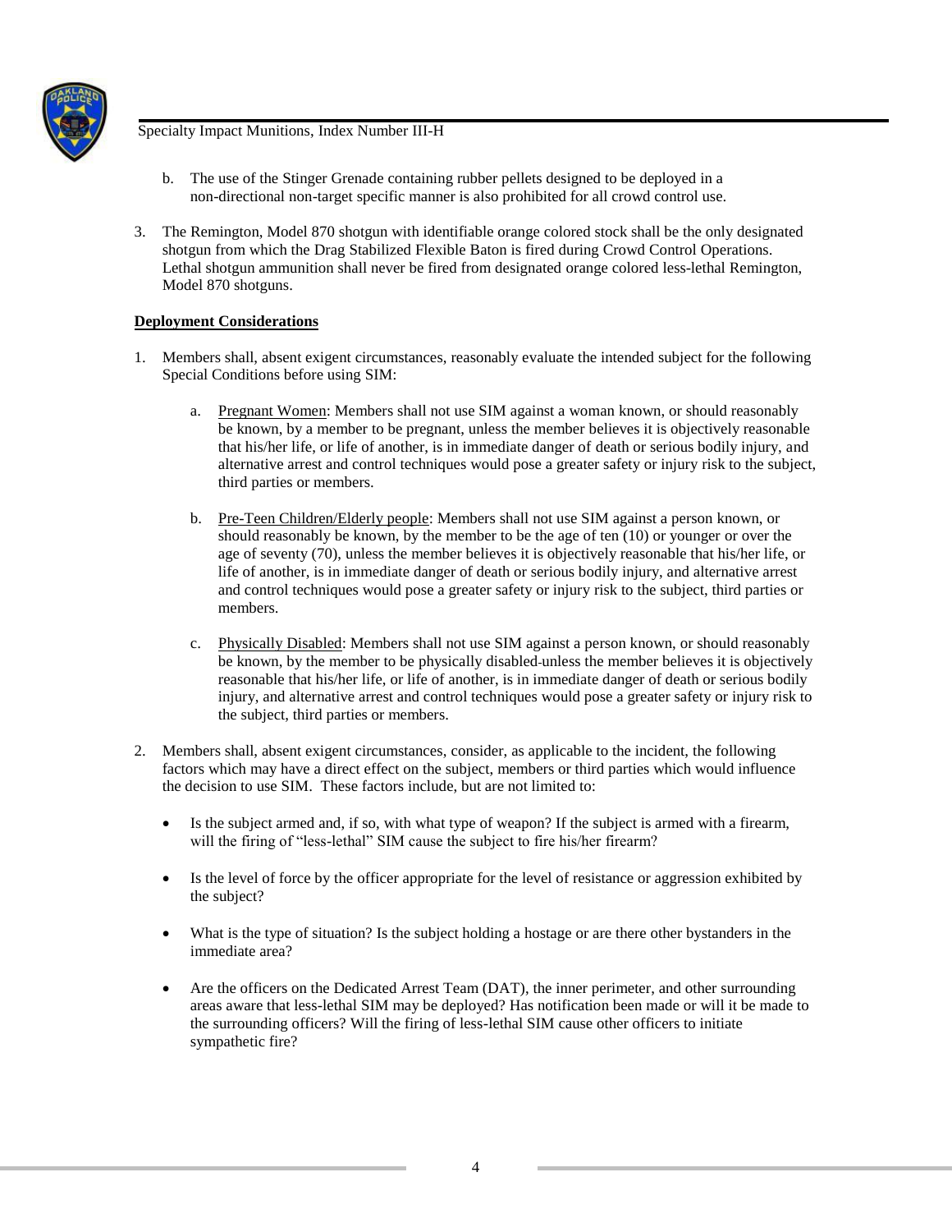b. The use of the Stinger Grenade containing rubber pellets designed to be deployed in a non-directional non-target specific manner is also prohibited for all crowd control use.

3. The Remington, Model 870 shotgun with identifiable orange colored stock shall be the only designated shotgun from which the Drag Stabilized Flexible Baton is fired during Crowd Control Operations. Lethal shotgun ammunition shall never be fired from designated orange colored less-lethal Remington, Model 870 shotguns.

**Deployment Considerations**

1. Members shall, absent exigent circumstances, reasonably evaluate the intended subject for the following Special Conditions before using SIM:

   a. Pregnant Women: Members shall not use SIM against a woman known, or should reasonably be known, by a member to be pregnant, unless the member believes it is objectively reasonable that his/her life, or life of another, is in immediate danger of death or serious bodily injury, and alternative arrest and control techniques would pose a greater safety or injury risk to the subject, third parties or members.

   b. Pre-Teen Children/Elderly people: Members shall not use SIM against a person known, or should reasonably be known, by the member to be the age of ten (10) or younger or over the age of seventy (70), unless the member believes it is objectively reasonable that his/her life, or life of another, is in immediate danger of death or serious bodily injury, and alternative arrest and control techniques would pose a greater safety or injury risk to the subject, third parties or members.

   c. Physically Disabled: Members shall not use SIM against a person known, or should reasonably be known, by the member to be physically disabled unless the member believes it is objectively reasonable that his/her life, or life of another, is in immediate danger of death or serious bodily injury, and alternative arrest and control techniques would pose a greater safety or injury risk to the subject, third parties or members.

2. Members shall, absent exigent circumstances, consider, as applicable to the incident, the following factors which may have a direct effect on the subject, members or third parties which would influence the decision to use SIM. These factors include, but are not limited to:

   - Is the subject armed and, if so, with what type of weapon? If the subject is armed with a firearm, will the firing of "less-lethal" SIM cause the subject to fire his/her firearm?

   - Is the level of force by the officer appropriate for the level of resistance or aggression exhibited by the subject?

   - What is the type of situation? Is the subject holding a hostage or are there other bystanders in the immediate area?

   - Are the officers on the Dedicated Arrest Team (DAT), the inner perimeter, and other surrounding areas aware that less-lethal SIM may be deployed? Has notification been made or will it be made to the surrounding officers? Will the firing of less-lethal SIM cause other officers to initiate sympathetic fire?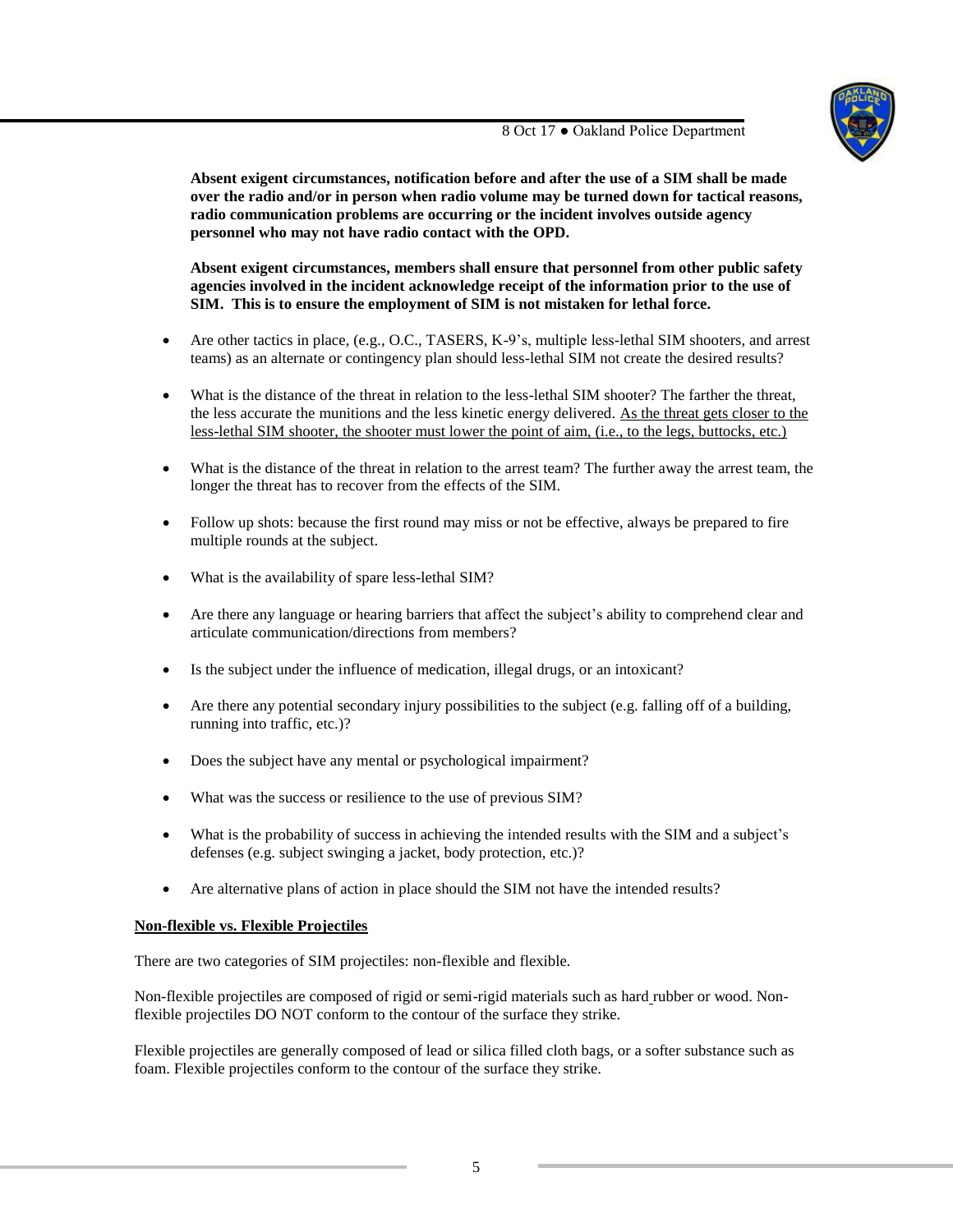**Absent exigent circumstances, notification before and after the use of a SIM shall be made over the radio and/or in person when radio volume may be turned down for tactical reasons, radio communication problems are occurring or the incident involves outside agency personnel who may not have radio contact with the OPD.**

**Absent exigent circumstances, members shall ensure that personnel from other public safety agencies involved in the incident acknowledge receipt of the information prior to the use of SIM. This is to ensure the employment of SIM is not mistaken for lethal force.**

- Are other tactics in place, (e.g., O.C., TASERS, K-9's, multiple less-lethal SIM shooters, and arrest teams) as an alternate or contingency plan should less-lethal SIM not create the desired results?
- What is the distance of the threat in relation to the less-lethal SIM shooter? The farther the threat, the less accurate the munitions and the less kinetic energy delivered. <u>As the threat gets closer to the less-lethal SIM shooter, the shooter must lower the point of aim, (i.e., to the legs, buttocks, etc.)</u>
- What is the distance of the threat in relation to the arrest team? The further away the arrest team, the longer the threat has to recover from the effects of the SIM.
- Follow up shots: because the first round may miss or not be effective, always be prepared to fire multiple rounds at the subject.
- What is the availability of spare less-lethal SIM?
- Are there any language or hearing barriers that affect the subject's ability to comprehend clear and articulate communication/directions from members?
- Is the subject under the influence of medication, illegal drugs, or an intoxicant?
- Are there any potential secondary injury possibilities to the subject (e.g. falling off of a building, running into traffic, etc.)?
- Does the subject have any mental or psychological impairment?
- What was the success or resilience to the use of previous SIM?
- What is the probability of success in achieving the intended results with the SIM and a subject's defenses (e.g. subject swinging a jacket, body protection, etc.)?
- Are alternative plans of action in place should the SIM not have the intended results?

**<u>Non-flexible vs. Flexible Projectiles</u>**

There are two categories of SIM projectiles: non-flexible and flexible.

Non-flexible projectiles are composed of rigid or semi-rigid materials such as hard rubber or wood. Non-flexible projectiles DO NOT conform to the contour of the surface they strike.

Flexible projectiles are generally composed of lead or silica filled cloth bags, or a softer substance such as foam. Flexible projectiles conform to the contour of the surface they strike.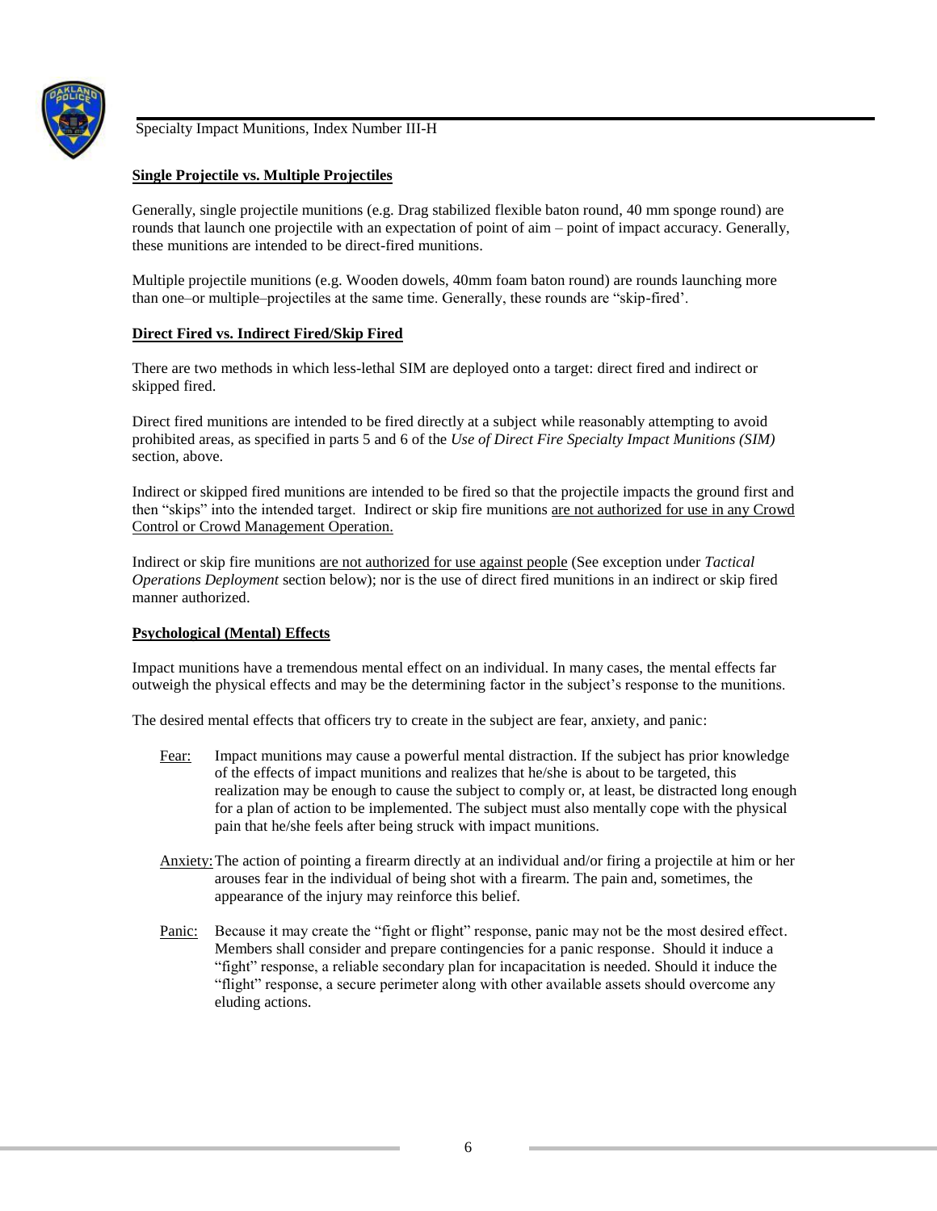**<u>Single Projectile vs. Multiple Projectiles</u>**

Generally, single projectile munitions (e.g. Drag stabilized flexible baton round, 40 mm sponge round) are rounds that launch one projectile with an expectation of point of aim – point of impact accuracy. Generally, these munitions are intended to be direct-fired munitions.

Multiple projectile munitions (e.g. Wooden dowels, 40mm foam baton round) are rounds launching more than one–or multiple–projectiles at the same time. Generally, these rounds are "skip-fired'.

**<u>Direct Fired vs. Indirect Fired/Skip Fired</u>**

There are two methods in which less-lethal SIM are deployed onto a target: direct fired and indirect or skipped fired.

Direct fired munitions are intended to be fired directly at a subject while reasonably attempting to avoid prohibited areas, as specified in parts 5 and 6 of the *Use of Direct Fire Specialty Impact Munitions (SIM)* section, above.

Indirect or skipped fired munitions are intended to be fired so that the projectile impacts the ground first and then "skips" into the intended target. Indirect or skip fire munitions <u>are not authorized for use in any Crowd Control or Crowd Management Operation.</u>

Indirect or skip fire munitions <u>are not authorized for use against people</u> (See exception under *Tactical Operations Deployment* section below); nor is the use of direct fired munitions in an indirect or skip fired manner authorized.

**<u>Psychological (Mental) Effects</u>**

Impact munitions have a tremendous mental effect on an individual. In many cases, the mental effects far outweigh the physical effects and may be the determining factor in the subject's response to the munitions.

The desired mental effects that officers try to create in the subject are fear, anxiety, and panic:

<u>Fear:</u> Impact munitions may cause a powerful mental distraction. If the subject has prior knowledge of the effects of impact munitions and realizes that he/she is about to be targeted, this realization may be enough to cause the subject to comply or, at least, be distracted long enough for a plan of action to be implemented. The subject must also mentally cope with the physical pain that he/she feels after being struck with impact munitions.

<u>Anxiety:</u> The action of pointing a firearm directly at an individual and/or firing a projectile at him or her arouses fear in the individual of being shot with a firearm. The pain and, sometimes, the appearance of the injury may reinforce this belief.

<u>Panic:</u> Because it may create the "fight or flight" response, panic may not be the most desired effect. Members shall consider and prepare contingencies for a panic response. Should it induce a "fight" response, a reliable secondary plan for incapacitation is needed. Should it induce the "flight" response, a secure perimeter along with other available assets should overcome any eluding actions.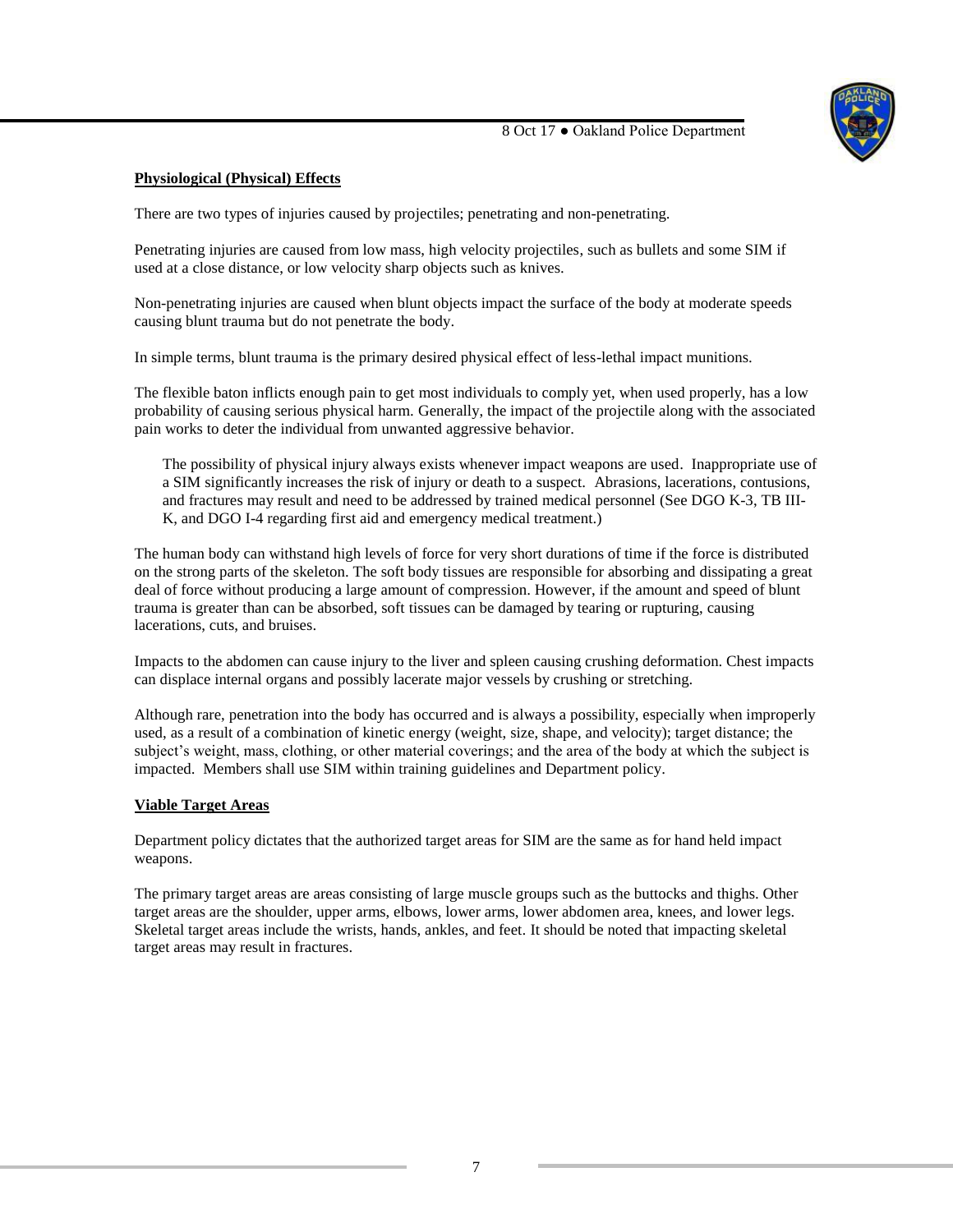**Physiological (Physical) Effects**

There are two types of injuries caused by projectiles; penetrating and non-penetrating.

Penetrating injuries are caused from low mass, high velocity projectiles, such as bullets and some SIM if used at a close distance, or low velocity sharp objects such as knives.

Non-penetrating injuries are caused when blunt objects impact the surface of the body at moderate speeds causing blunt trauma but do not penetrate the body.

In simple terms, blunt trauma is the primary desired physical effect of less-lethal impact munitions.

The flexible baton inflicts enough pain to get most individuals to comply yet, when used properly, has a low probability of causing serious physical harm. Generally, the impact of the projectile along with the associated pain works to deter the individual from unwanted aggressive behavior.

> The possibility of physical injury always exists whenever impact weapons are used. Inappropriate use of a SIM significantly increases the risk of injury or death to a suspect. Abrasions, lacerations, contusions, and fractures may result and need to be addressed by trained medical personnel (See DGO K-3, TB III-K, and DGO I-4 regarding first aid and emergency medical treatment.)

The human body can withstand high levels of force for very short durations of time if the force is distributed on the strong parts of the skeleton. The soft body tissues are responsible for absorbing and dissipating a great deal of force without producing a large amount of compression. However, if the amount and speed of blunt trauma is greater than can be absorbed, soft tissues can be damaged by tearing or rupturing, causing lacerations, cuts, and bruises.

Impacts to the abdomen can cause injury to the liver and spleen causing crushing deformation. Chest impacts can displace internal organs and possibly lacerate major vessels by crushing or stretching.

Although rare, penetration into the body has occurred and is always a possibility, especially when improperly used, as a result of a combination of kinetic energy (weight, size, shape, and velocity); target distance; the subject's weight, mass, clothing, or other material coverings; and the area of the body at which the subject is impacted. Members shall use SIM within training guidelines and Department policy.

**Viable Target Areas**

Department policy dictates that the authorized target areas for SIM are the same as for hand held impact weapons.

The primary target areas are areas consisting of large muscle groups such as the buttocks and thighs. Other target areas are the shoulder, upper arms, elbows, lower arms, lower abdomen area, knees, and lower legs. Skeletal target areas include the wrists, hands, ankles, and feet. It should be noted that impacting skeletal target areas may result in fractures.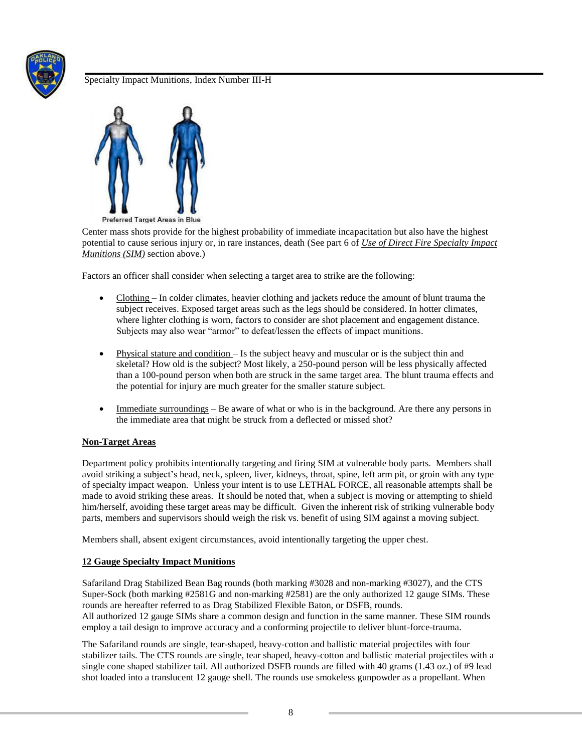Preferred Target Areas in Blue

Center mass shots provide for the highest probability of immediate incapacitation but also have the highest potential to cause serious injury or, in rare instances, death (See part 6 of *Use of Direct Fire Specialty Impact Munitions (SIM)* section above.)

Factors an officer shall consider when selecting a target area to strike are the following:

- Clothing – In colder climates, heavier clothing and jackets reduce the amount of blunt trauma the subject receives. Exposed target areas such as the legs should be considered. In hotter climates, where lighter clothing is worn, factors to consider are shot placement and engagement distance. Subjects may also wear "armor" to defeat/lessen the effects of impact munitions.

- Physical stature and condition – Is the subject heavy and muscular or is the subject thin and skeletal? How old is the subject? Most likely, a 250-pound person will be less physically affected than a 100-pound person when both are struck in the same target area. The blunt trauma effects and the potential for injury are much greater for the smaller stature subject.

- Immediate surroundings – Be aware of what or who is in the background. Are there any persons in the immediate area that might be struck from a deflected or missed shot?

**Non-Target Areas**

Department policy prohibits intentionally targeting and firing SIM at vulnerable body parts. Members shall avoid striking a subject's head, neck, spleen, liver, kidneys, throat, spine, left arm pit, or groin with any type of specialty impact weapon. Unless your intent is to use LETHAL FORCE, all reasonable attempts shall be made to avoid striking these areas. It should be noted that, when a subject is moving or attempting to shield him/herself, avoiding these target areas may be difficult. Given the inherent risk of striking vulnerable body parts, members and supervisors should weigh the risk vs. benefit of using SIM against a moving subject.

Members shall, absent exigent circumstances, avoid intentionally targeting the upper chest.

**12 Gauge Specialty Impact Munitions**

Safariland Drag Stabilized Bean Bag rounds (both marking #3028 and non-marking #3027), and the CTS Super-Sock (both marking #2581G and non-marking #2581) are the only authorized 12 gauge SIMs. These rounds are hereafter referred to as Drag Stabilized Flexible Baton, or DSFB, rounds.
All authorized 12 gauge SIMs share a common design and function in the same manner. These SIM rounds employ a tail design to improve accuracy and a conforming projectile to deliver blunt-force-trauma.

The Safariland rounds are single, tear-shaped, heavy-cotton and ballistic material projectiles with four stabilizer tails. The CTS rounds are single, tear shaped, heavy-cotton and ballistic material projectiles with a single cone shaped stabilizer tail. All authorized DSFB rounds are filled with 40 grams (1.43 oz.) of #9 lead shot loaded into a translucent 12 gauge shell. The rounds use smokeless gunpowder as a propellant. When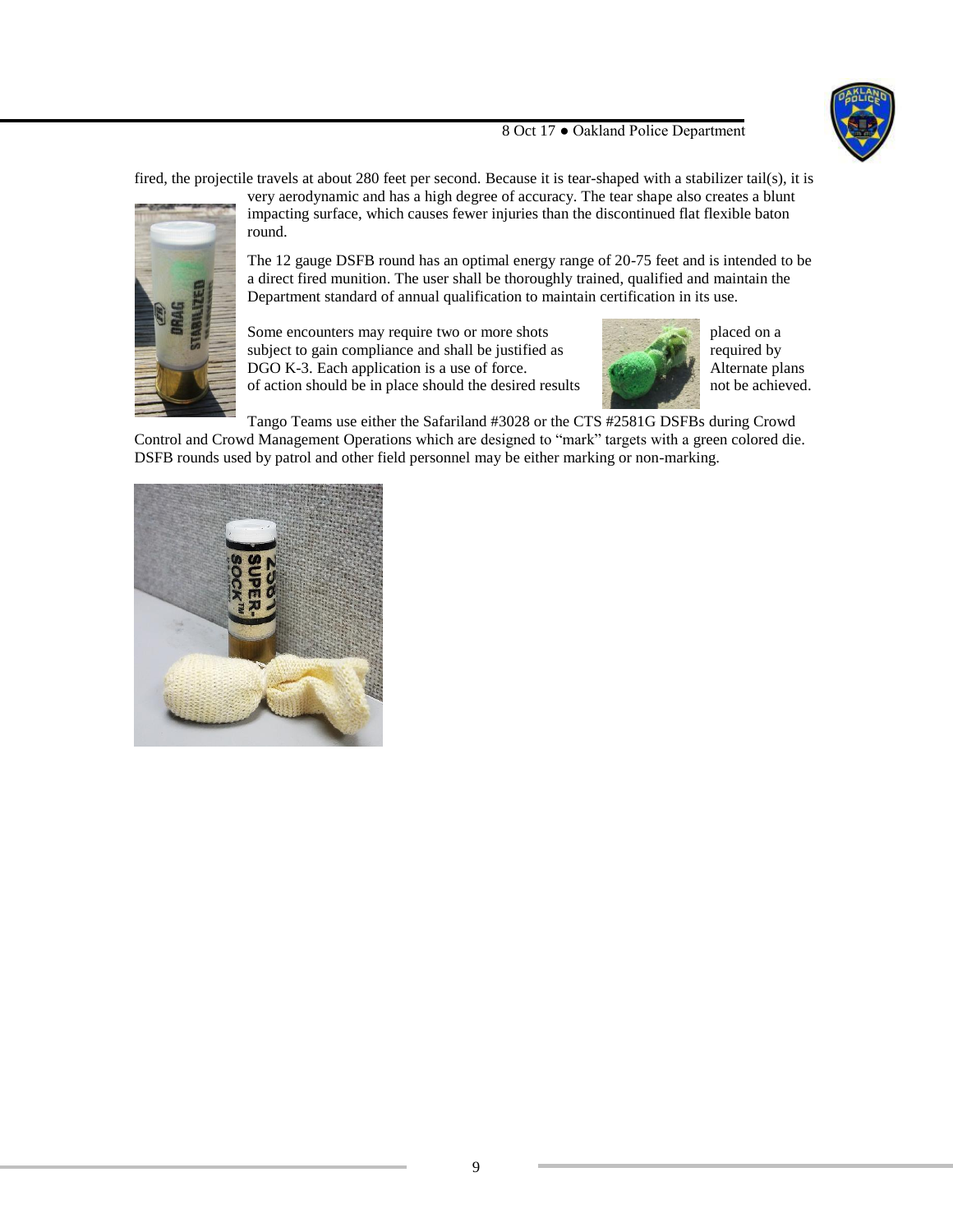fired, the projectile travels at about 280 feet per second. Because it is tear-shaped with a stabilizer tail(s), it is very aerodynamic and has a high degree of accuracy. The tear shape also creates a blunt impacting surface, which causes fewer injuries than the discontinued flat flexible baton round.

The 12 gauge DSFB round has an optimal energy range of 20-75 feet and is intended to be a direct fired munition. The user shall be thoroughly trained, qualified and maintain the Department standard of annual qualification to maintain certification in its use.

Some encounters may require two or more shots placed on a subject to gain compliance and shall be justified as required by DGO K-3. Each application is a use of force. Alternate plans of action should be in place should the desired results not be achieved.

Tango Teams use either the Safariland #3028 or the CTS #2581G DSFBs during Crowd Control and Crowd Management Operations which are designed to "mark" targets with a green colored die. DSFB rounds used by patrol and other field personnel may be either marking or non-marking.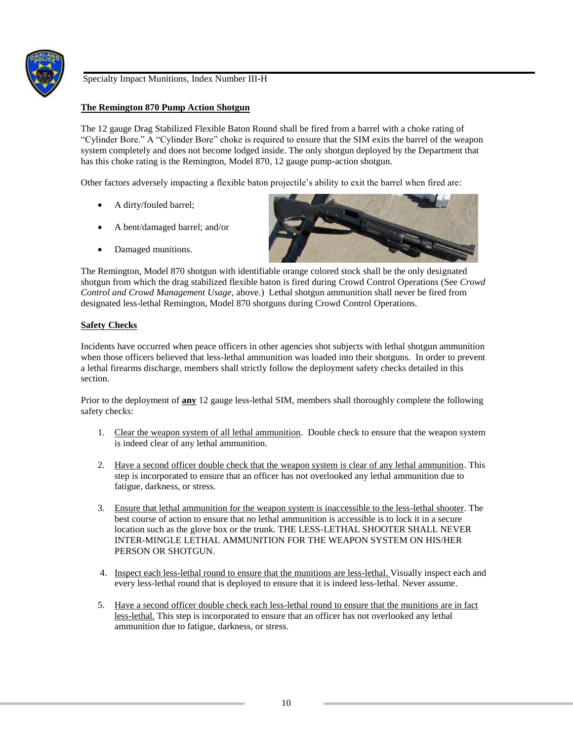**The Remington 870 Pump Action Shotgun**

The 12 gauge Drag Stabilized Flexible Baton Round shall be fired from a barrel with a choke rating of "Cylinder Bore." A "Cylinder Bore" choke is required to ensure that the SIM exits the barrel of the weapon system completely and does not become lodged inside. The only shotgun deployed by the Department that has this choke rating is the Remington, Model 870, 12 gauge pump-action shotgun.

Other factors adversely impacting a flexible baton projectile's ability to exit the barrel when fired are:

- A dirty/fouled barrel;
- A bent/damaged barrel; and/or
- Damaged munitions.

The Remington, Model 870 shotgun with identifiable orange colored stock shall be the only designated shotgun from which the drag stabilized flexible baton is fired during Crowd Control Operations (See *Crowd Control and Crowd Management Usage*, above.) Lethal shotgun ammunition shall never be fired from designated less-lethal Remington, Model 870 shotguns during Crowd Control Operations.

**Safety Checks**

Incidents have occurred when peace officers in other agencies shot subjects with lethal shotgun ammunition when those officers believed that less-lethal ammunition was loaded into their shotguns. In order to prevent a lethal firearms discharge, members shall strictly follow the deployment safety checks detailed in this section.

Prior to the deployment of **any** 12 gauge less-lethal SIM, members shall thoroughly complete the following safety checks:

1. Clear the weapon system of all lethal ammunition. Double check to ensure that the weapon system is indeed clear of any lethal ammunition.
2. Have a second officer double check that the weapon system is clear of any lethal ammunition. This step is incorporated to ensure that an officer has not overlooked any lethal ammunition due to fatigue, darkness, or stress.
3. Ensure that lethal ammunition for the weapon system is inaccessible to the less-lethal shooter. The best course of action to ensure that no lethal ammunition is accessible is to lock it in a secure location such as the glove box or the trunk. THE LESS-LETHAL SHOOTER SHALL NEVER INTER-MINGLE LETHAL AMMUNITION FOR THE WEAPON SYSTEM ON HIS/HER PERSON OR SHOTGUN.
4. Inspect each less-lethal round to ensure that the munitions are less-lethal. Visually inspect each and every less-lethal round that is deployed to ensure that it is indeed less-lethal. Never assume.
5. Have a second officer double check each less-lethal round to ensure that the munitions are in fact less-lethal. This step is incorporated to ensure that an officer has not overlooked any lethal ammunition due to fatigue, darkness, or stress.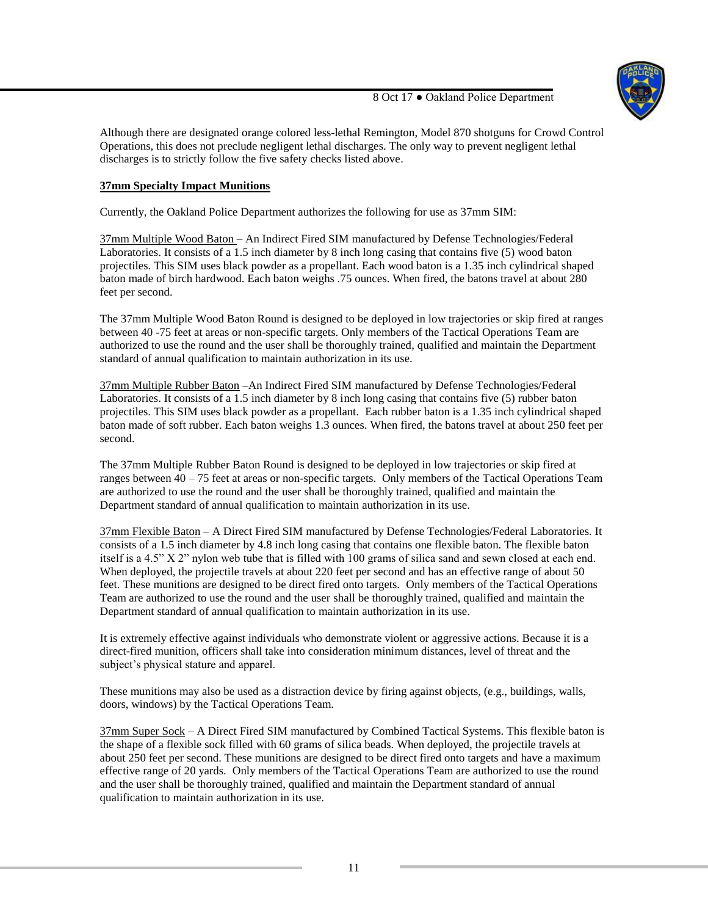Although there are designated orange colored less-lethal Remington, Model 870 shotguns for Crowd Control Operations, this does not preclude negligent lethal discharges. The only way to prevent negligent lethal discharges is to strictly follow the five safety checks listed above.

**37mm Specialty Impact Munitions**

Currently, the Oakland Police Department authorizes the following for use as 37mm SIM:

37mm Multiple Wood Baton – An Indirect Fired SIM manufactured by Defense Technologies/Federal Laboratories. It consists of a 1.5 inch diameter by 8 inch long casing that contains five (5) wood baton projectiles. This SIM uses black powder as a propellant. Each wood baton is a 1.35 inch cylindrical shaped baton made of birch hardwood. Each baton weighs .75 ounces. When fired, the batons travel at about 280 feet per second.

The 37mm Multiple Wood Baton Round is designed to be deployed in low trajectories or skip fired at ranges between 40 -75 feet at areas or non-specific targets. Only members of the Tactical Operations Team are authorized to use the round and the user shall be thoroughly trained, qualified and maintain the Department standard of annual qualification to maintain authorization in its use.

37mm Multiple Rubber Baton –An Indirect Fired SIM manufactured by Defense Technologies/Federal Laboratories. It consists of a 1.5 inch diameter by 8 inch long casing that contains five (5) rubber baton projectiles. This SIM uses black powder as a propellant. Each rubber baton is a 1.35 inch cylindrical shaped baton made of soft rubber. Each baton weighs 1.3 ounces. When fired, the batons travel at about 250 feet per second.

The 37mm Multiple Rubber Baton Round is designed to be deployed in low trajectories or skip fired at ranges between 40 – 75 feet at areas or non-specific targets. Only members of the Tactical Operations Team are authorized to use the round and the user shall be thoroughly trained, qualified and maintain the Department standard of annual qualification to maintain authorization in its use.

37mm Flexible Baton – A Direct Fired SIM manufactured by Defense Technologies/Federal Laboratories. It consists of a 1.5 inch diameter by 4.8 inch long casing that contains one flexible baton. The flexible baton itself is a 4.5" X 2" nylon web tube that is filled with 100 grams of silica sand and sewn closed at each end. When deployed, the projectile travels at about 220 feet per second and has an effective range of about 50 feet. These munitions are designed to be direct fired onto targets. Only members of the Tactical Operations Team are authorized to use the round and the user shall be thoroughly trained, qualified and maintain the Department standard of annual qualification to maintain authorization in its use.

It is extremely effective against individuals who demonstrate violent or aggressive actions. Because it is a direct-fired munition, officers shall take into consideration minimum distances, level of threat and the subject's physical stature and apparel.

These munitions may also be used as a distraction device by firing against objects, (e.g., buildings, walls, doors, windows) by the Tactical Operations Team.

37mm Super Sock – A Direct Fired SIM manufactured by Combined Tactical Systems. This flexible baton is the shape of a flexible sock filled with 60 grams of silica beads. When deployed, the projectile travels at about 250 feet per second. These munitions are designed to be direct fired onto targets and have a maximum effective range of 20 yards. Only members of the Tactical Operations Team are authorized to use the round and the user shall be thoroughly trained, qualified and maintain the Department standard of annual qualification to maintain authorization in its use.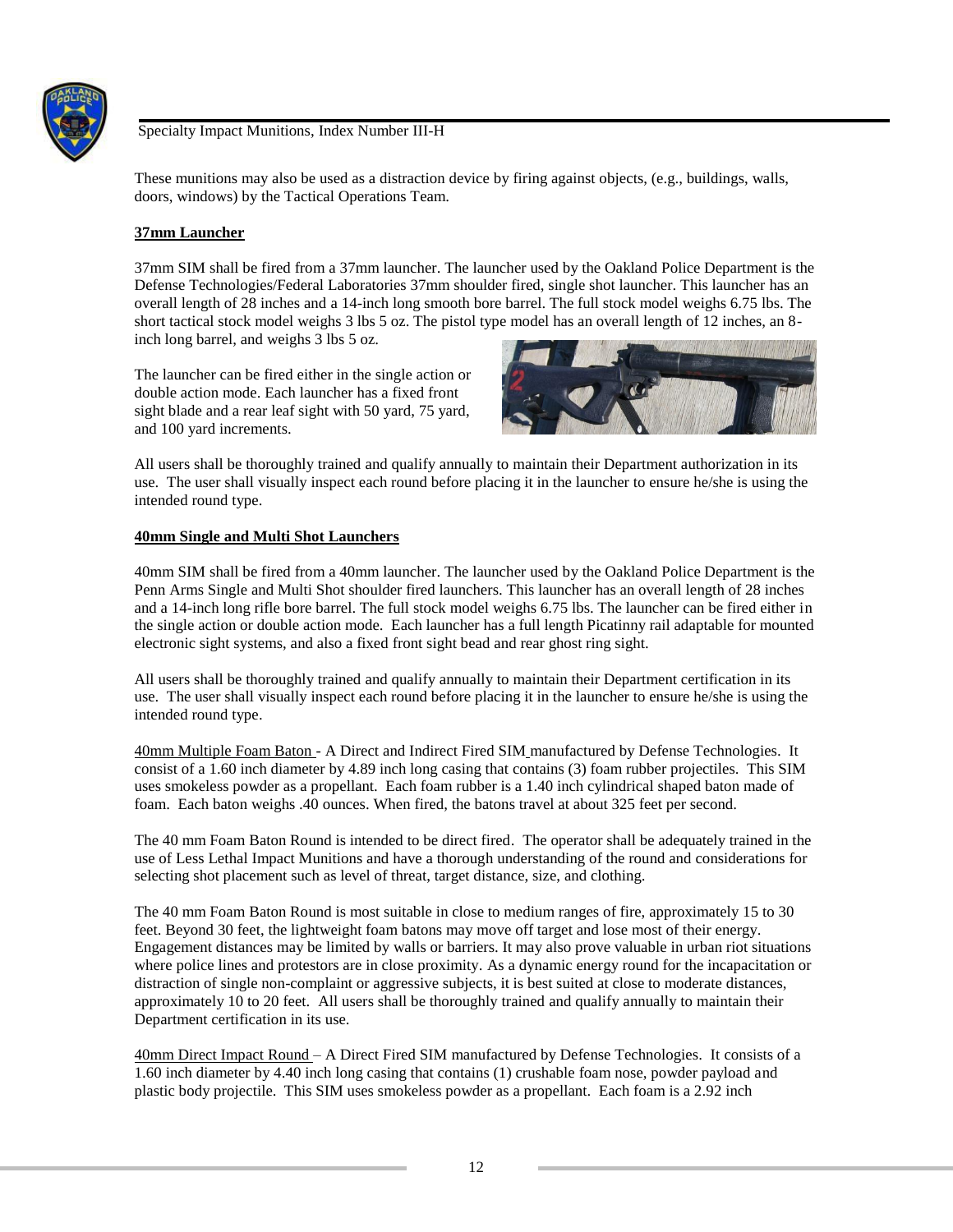These munitions may also be used as a distraction device by firing against objects, (e.g., buildings, walls, doors, windows) by the Tactical Operations Team.

**37mm Launcher**

37mm SIM shall be fired from a 37mm launcher. The launcher used by the Oakland Police Department is the Defense Technologies/Federal Laboratories 37mm shoulder fired, single shot launcher. This launcher has an overall length of 28 inches and a 14-inch long smooth bore barrel. The full stock model weighs 6.75 lbs. The short tactical stock model weighs 3 lbs 5 oz. The pistol type model has an overall length of 12 inches, an 8-inch long barrel, and weighs 3 lbs 5 oz.

The launcher can be fired either in the single action or double action mode. Each launcher has a fixed front sight blade and a rear leaf sight with 50 yard, 75 yard, and 100 yard increments.

All users shall be thoroughly trained and qualify annually to maintain their Department authorization in its use. The user shall visually inspect each round before placing it in the launcher to ensure he/she is using the intended round type.

**40mm Single and Multi Shot Launchers**

40mm SIM shall be fired from a 40mm launcher. The launcher used by the Oakland Police Department is the Penn Arms Single and Multi Shot shoulder fired launchers. This launcher has an overall length of 28 inches and a 14-inch long rifle bore barrel. The full stock model weighs 6.75 lbs. The launcher can be fired either in the single action or double action mode. Each launcher has a full length Picatinny rail adaptable for mounted electronic sight systems, and also a fixed front sight bead and rear ghost ring sight.

All users shall be thoroughly trained and qualify annually to maintain their Department certification in its use. The user shall visually inspect each round before placing it in the launcher to ensure he/she is using the intended round type.

40mm Multiple Foam Baton - A Direct and Indirect Fired SIM manufactured by Defense Technologies. It consist of a 1.60 inch diameter by 4.89 inch long casing that contains (3) foam rubber projectiles. This SIM uses smokeless powder as a propellant. Each foam rubber is a 1.40 inch cylindrical shaped baton made of foam. Each baton weighs .40 ounces. When fired, the batons travel at about 325 feet per second.

The 40 mm Foam Baton Round is intended to be direct fired. The operator shall be adequately trained in the use of Less Lethal Impact Munitions and have a thorough understanding of the round and considerations for selecting shot placement such as level of threat, target distance, size, and clothing.

The 40 mm Foam Baton Round is most suitable in close to medium ranges of fire, approximately 15 to 30 feet. Beyond 30 feet, the lightweight foam batons may move off target and lose most of their energy. Engagement distances may be limited by walls or barriers. It may also prove valuable in urban riot situations where police lines and protestors are in close proximity. As a dynamic energy round for the incapacitation or distraction of single non-complaint or aggressive subjects, it is best suited at close to moderate distances, approximately 10 to 20 feet. All users shall be thoroughly trained and qualify annually to maintain their Department certification in its use.

40mm Direct Impact Round – A Direct Fired SIM manufactured by Defense Technologies. It consists of a 1.60 inch diameter by 4.40 inch long casing that contains (1) crushable foam nose, powder payload and plastic body projectile. This SIM uses smokeless powder as a propellant. Each foam is a 2.92 inch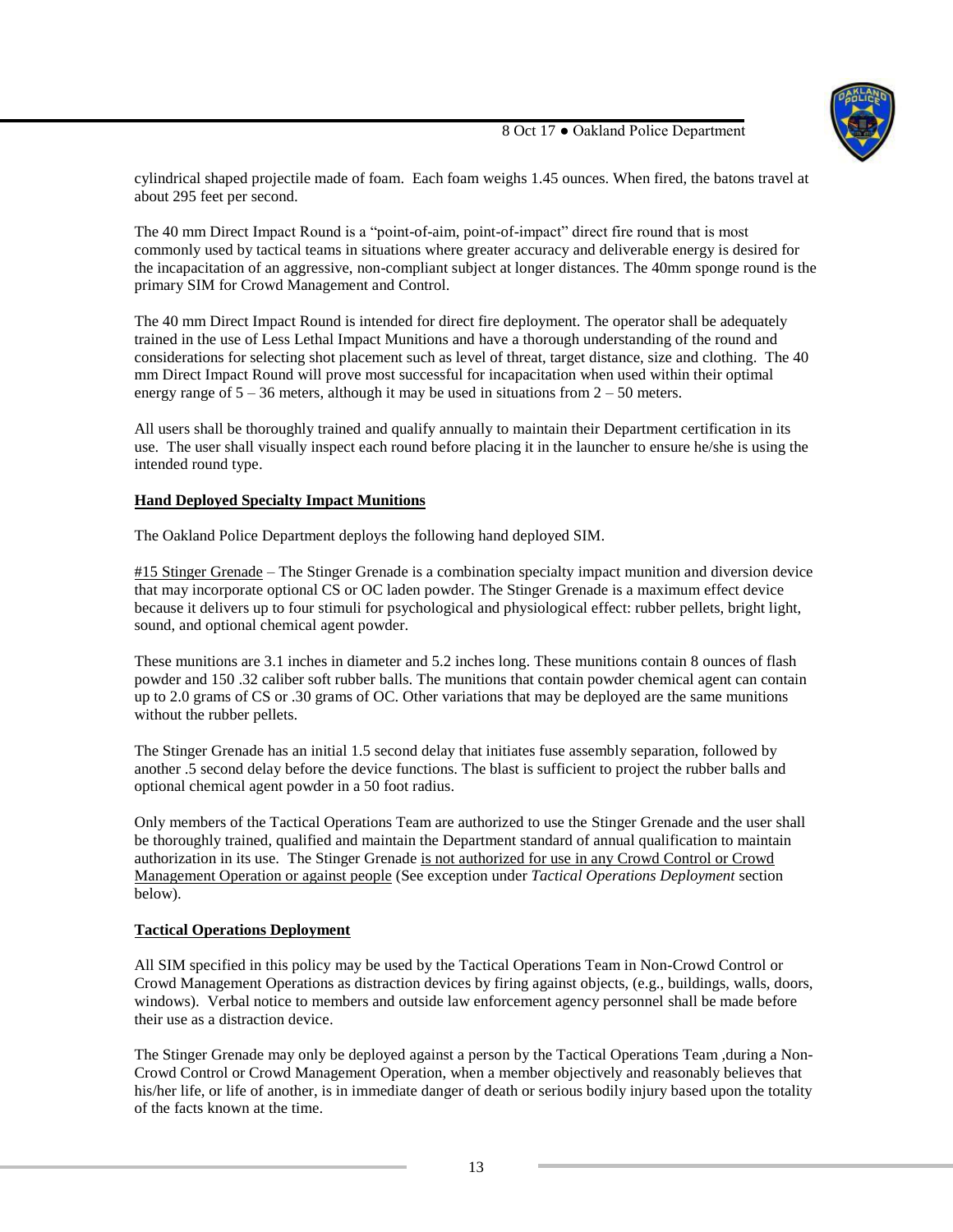cylindrical shaped projectile made of foam. Each foam weighs 1.45 ounces. When fired, the batons travel at about 295 feet per second.

The 40 mm Direct Impact Round is a "point-of-aim, point-of-impact" direct fire round that is most commonly used by tactical teams in situations where greater accuracy and deliverable energy is desired for the incapacitation of an aggressive, non-compliant subject at longer distances. The 40mm sponge round is the primary SIM for Crowd Management and Control.

The 40 mm Direct Impact Round is intended for direct fire deployment. The operator shall be adequately trained in the use of Less Lethal Impact Munitions and have a thorough understanding of the round and considerations for selecting shot placement such as level of threat, target distance, size and clothing. The 40 mm Direct Impact Round will prove most successful for incapacitation when used within their optimal energy range of 5 – 36 meters, although it may be used in situations from 2 – 50 meters.

All users shall be thoroughly trained and qualify annually to maintain their Department certification in its use. The user shall visually inspect each round before placing it in the launcher to ensure he/she is using the intended round type.

**Hand Deployed Specialty Impact Munitions**

The Oakland Police Department deploys the following hand deployed SIM.

#15 Stinger Grenade – The Stinger Grenade is a combination specialty impact munition and diversion device that may incorporate optional CS or OC laden powder. The Stinger Grenade is a maximum effect device because it delivers up to four stimuli for psychological and physiological effect: rubber pellets, bright light, sound, and optional chemical agent powder.

These munitions are 3.1 inches in diameter and 5.2 inches long. These munitions contain 8 ounces of flash powder and 150 .32 caliber soft rubber balls. The munitions that contain powder chemical agent can contain up to 2.0 grams of CS or .30 grams of OC. Other variations that may be deployed are the same munitions without the rubber pellets.

The Stinger Grenade has an initial 1.5 second delay that initiates fuse assembly separation, followed by another .5 second delay before the device functions. The blast is sufficient to project the rubber balls and optional chemical agent powder in a 50 foot radius.

Only members of the Tactical Operations Team are authorized to use the Stinger Grenade and the user shall be thoroughly trained, qualified and maintain the Department standard of annual qualification to maintain authorization in its use. The Stinger Grenade is not authorized for use in any Crowd Control or Crowd Management Operation or against people (See exception under *Tactical Operations Deployment* section below).

**Tactical Operations Deployment**

All SIM specified in this policy may be used by the Tactical Operations Team in Non-Crowd Control or Crowd Management Operations as distraction devices by firing against objects, (e.g., buildings, walls, doors, windows). Verbal notice to members and outside law enforcement agency personnel shall be made before their use as a distraction device.

The Stinger Grenade may only be deployed against a person by the Tactical Operations Team ,during a Non-Crowd Control or Crowd Management Operation, when a member objectively and reasonably believes that his/her life, or life of another, is in immediate danger of death or serious bodily injury based upon the totality of the facts known at the time.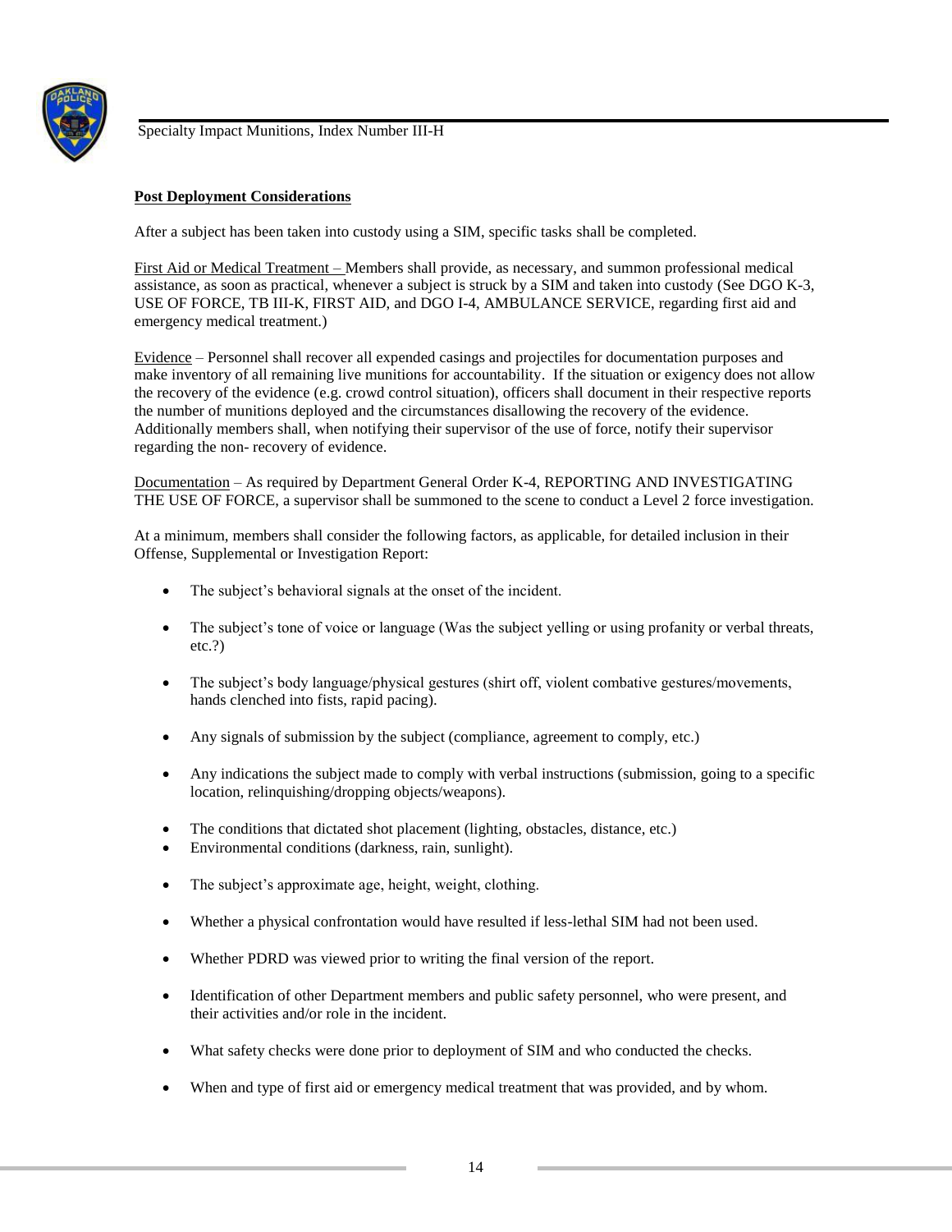**Post Deployment Considerations**

After a subject has been taken into custody using a SIM, specific tasks shall be completed.

First Aid or Medical Treatment – Members shall provide, as necessary, and summon professional medical assistance, as soon as practical, whenever a subject is struck by a SIM and taken into custody (See DGO K-3, USE OF FORCE, TB III-K, FIRST AID, and DGO I-4, AMBULANCE SERVICE, regarding first aid and emergency medical treatment.)

Evidence – Personnel shall recover all expended casings and projectiles for documentation purposes and make inventory of all remaining live munitions for accountability. If the situation or exigency does not allow the recovery of the evidence (e.g. crowd control situation), officers shall document in their respective reports the number of munitions deployed and the circumstances disallowing the recovery of the evidence. Additionally members shall, when notifying their supervisor of the use of force, notify their supervisor regarding the non- recovery of evidence.

Documentation – As required by Department General Order K-4, REPORTING AND INVESTIGATING THE USE OF FORCE, a supervisor shall be summoned to the scene to conduct a Level 2 force investigation.

At a minimum, members shall consider the following factors, as applicable, for detailed inclusion in their Offense, Supplemental or Investigation Report:

- The subject's behavioral signals at the onset of the incident.
- The subject's tone of voice or language (Was the subject yelling or using profanity or verbal threats, etc.?)
- The subject's body language/physical gestures (shirt off, violent combative gestures/movements, hands clenched into fists, rapid pacing).
- Any signals of submission by the subject (compliance, agreement to comply, etc.)
- Any indications the subject made to comply with verbal instructions (submission, going to a specific location, relinquishing/dropping objects/weapons).
- The conditions that dictated shot placement (lighting, obstacles, distance, etc.)
- Environmental conditions (darkness, rain, sunlight).
- The subject's approximate age, height, weight, clothing.
- Whether a physical confrontation would have resulted if less-lethal SIM had not been used.
- Whether PDRD was viewed prior to writing the final version of the report.
- Identification of other Department members and public safety personnel, who were present, and their activities and/or role in the incident.
- What safety checks were done prior to deployment of SIM and who conducted the checks.
- When and type of first aid or emergency medical treatment that was provided, and by whom.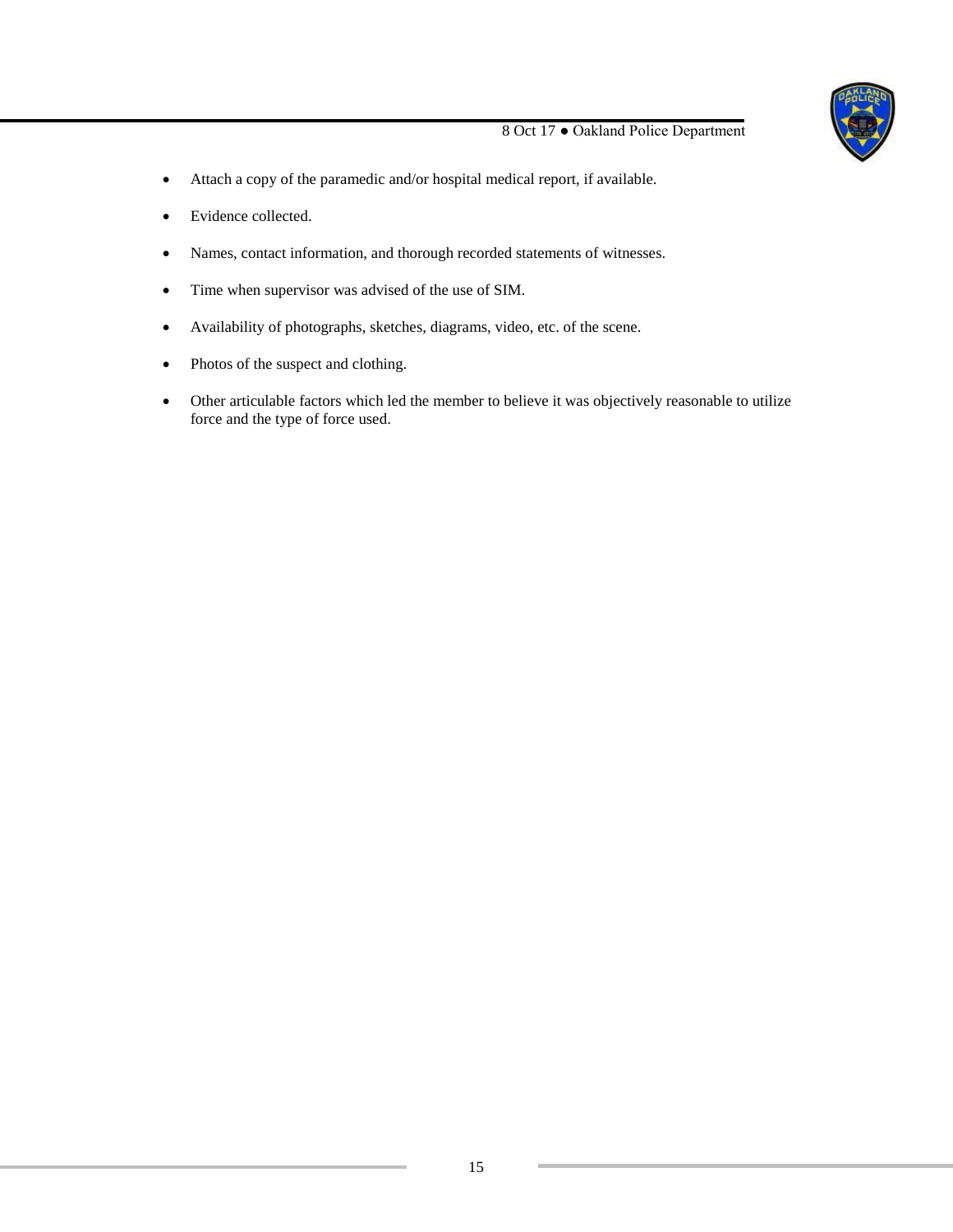- Attach a copy of the paramedic and/or hospital medical report, if available.
- Evidence collected.
- Names, contact information, and thorough recorded statements of witnesses.
- Time when supervisor was advised of the use of SIM.
- Availability of photographs, sketches, diagrams, video, etc. of the scene.
- Photos of the suspect and clothing.
- Other articulable factors which led the member to believe it was objectively reasonable to utilize force and the type of force used.